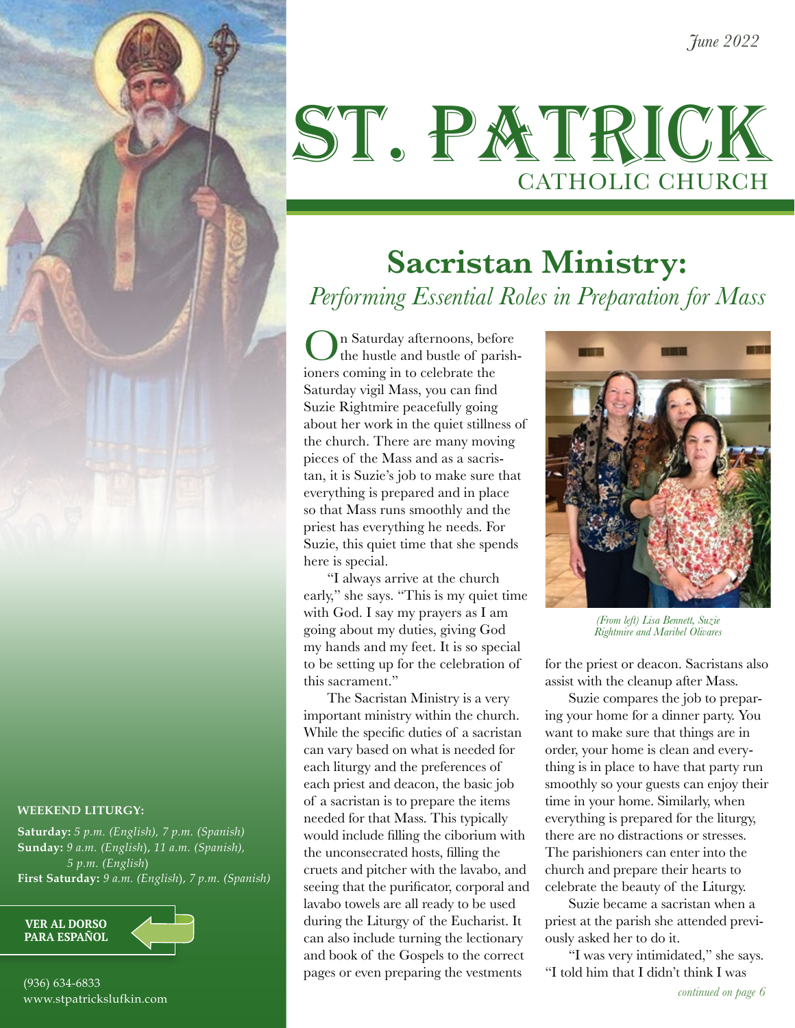*June 2022*

# ST. PATRICK
## CATHOLIC CHURCH

# Sacristan Ministry:
*Performing Essential Roles in Preparation for Mass*

On Saturday afternoons, before the hustle and bustle of parishioners coming in to celebrate the Saturday vigil Mass, you can find Suzie Rightmire peacefully going about her work in the quiet stillness of the church. There are many moving pieces of the Mass and as a sacristan, it is Suzie's job to make sure that everything is prepared and in place so that Mass runs smoothly and the priest has everything he needs. For Suzie, this quiet time that she spends here is special.

"I always arrive at the church early," she says. "This is my quiet time with God. I say my prayers as I am going about my duties, giving God my hands and my feet. It is so special to be setting up for the celebration of this sacrament."

The Sacristan Ministry is a very important ministry within the church. While the specific duties of a sacristan can vary based on what is needed for each liturgy and the preferences of each priest and deacon, the basic job of a sacristan is to prepare the items needed for that Mass. This typically would include filling the ciborium with the unconsecrated hosts, filling the cruets and pitcher with the lavabo, and seeing that the purificator, corporal and lavabo towels are all ready to be used during the Liturgy of the Eucharist. It can also include turning the lectionary and book of the Gospels to the correct pages or even preparing the vestments for the priest or deacon. Sacristans also assist with the cleanup after Mass.

*(From left) Lisa Bennett, Suzie Rightmire and Maribel Olivares*

Suzie compares the job to preparing your home for a dinner party. You want to make sure that things are in order, your home is clean and everything is in place to have that party run smoothly so your guests can enjoy their time in your home. Similarly, when everything is prepared for the liturgy, there are no distractions or stresses. The parishioners can enter into the church and prepare their hearts to celebrate the beauty of the Liturgy.

Suzie became a sacristan when a priest at the parish she attended previously asked her to do it.

"I was very intimidated," she says. "I told him that I didn't think I was

*continued on page 6*

**WEEKEND LITURGY:**

**Saturday:** *5 p.m. (English), 7 p.m. (Spanish)*
**Sunday:** *9 a.m. (English), 11 a.m. (Spanish), 5 p.m. (English)*
**First Saturday:** *9 a.m. (English), 7 p.m. (Spanish)*

**VER AL DORSO PARA ESPAÑOL**

(936) 634-6833
www.stpatrickslufkin.com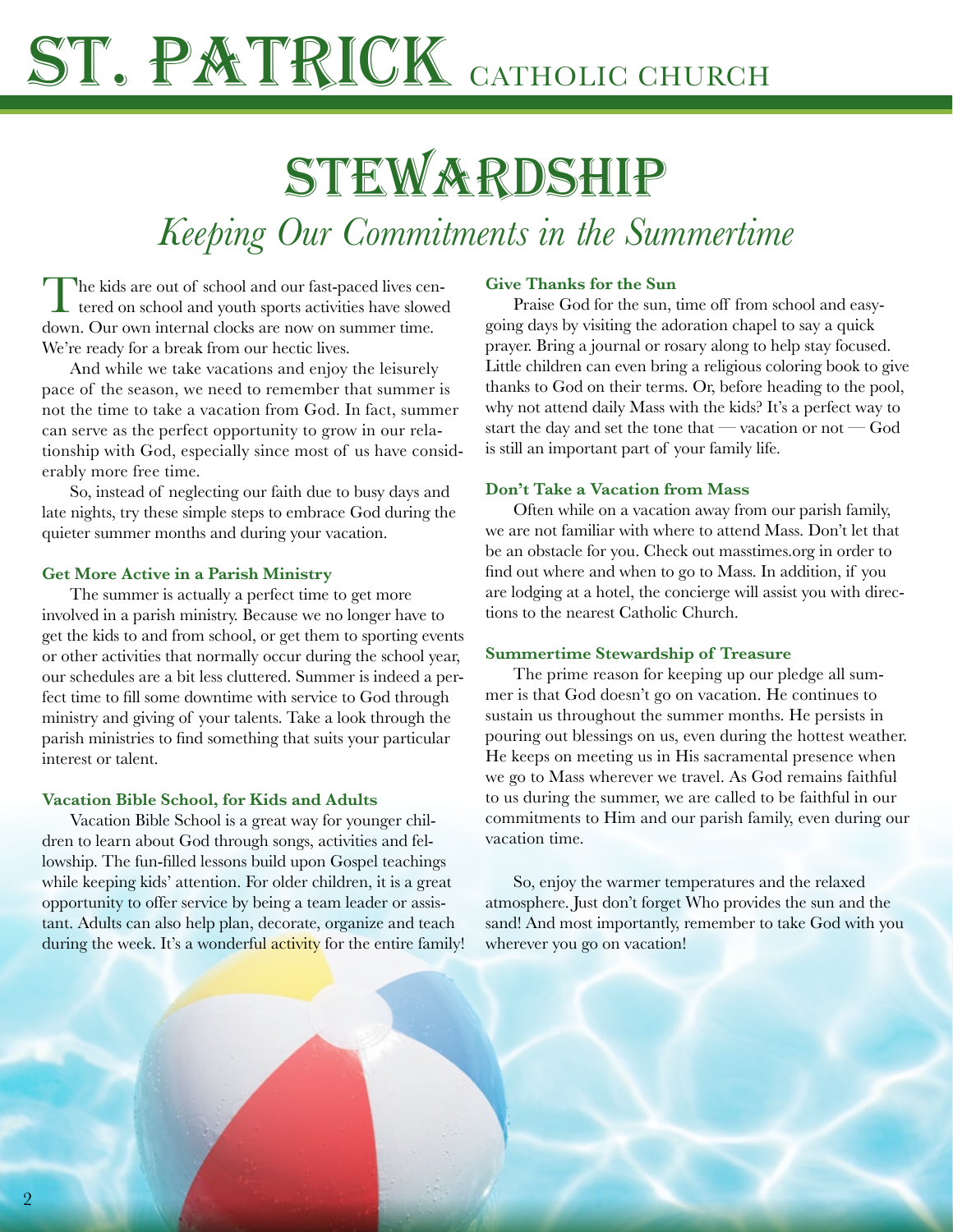# ST. PATRICK CATHOLIC CHURCH

# STEWARDSHIP

## *Keeping Our Commitments in the Summertime*

The kids are out of school and our fast-paced lives centered on school and youth sports activities have slowed down. Our own internal clocks are now on summer time. We're ready for a break from our hectic lives.

And while we take vacations and enjoy the leisurely pace of the season, we need to remember that summer is not the time to take a vacation from God. In fact, summer can serve as the perfect opportunity to grow in our relationship with God, especially since most of us have considerably more free time.

So, instead of neglecting our faith due to busy days and late nights, try these simple steps to embrace God during the quieter summer months and during your vacation.

### Get More Active in a Parish Ministry

The summer is actually a perfect time to get more involved in a parish ministry. Because we no longer have to get the kids to and from school, or get them to sporting events or other activities that normally occur during the school year, our schedules are a bit less cluttered. Summer is indeed a perfect time to fill some downtime with service to God through ministry and giving of your talents. Take a look through the parish ministries to find something that suits your particular interest or talent.

### Vacation Bible School, for Kids and Adults

Vacation Bible School is a great way for younger children to learn about God through songs, activities and fellowship. The fun-filled lessons build upon Gospel teachings while keeping kids' attention. For older children, it is a great opportunity to offer service by being a team leader or assistant. Adults can also help plan, decorate, organize and teach during the week. It's a wonderful activity for the entire family!

### Give Thanks for the Sun

Praise God for the sun, time off from school and easygoing days by visiting the adoration chapel to say a quick prayer. Bring a journal or rosary along to help stay focused. Little children can even bring a religious coloring book to give thanks to God on their terms. Or, before heading to the pool, why not attend daily Mass with the kids? It's a perfect way to start the day and set the tone that — vacation or not — God is still an important part of your family life.

### Don't Take a Vacation from Mass

Often while on a vacation away from our parish family, we are not familiar with where to attend Mass. Don't let that be an obstacle for you. Check out masstimes.org in order to find out where and when to go to Mass. In addition, if you are lodging at a hotel, the concierge will assist you with directions to the nearest Catholic Church.

### Summertime Stewardship of Treasure

The prime reason for keeping up our pledge all summer is that God doesn't go on vacation. He continues to sustain us throughout the summer months. He persists in pouring out blessings on us, even during the hottest weather. He keeps on meeting us in His sacramental presence when we go to Mass wherever we travel. As God remains faithful to us during the summer, we are called to be faithful in our commitments to Him and our parish family, even during our vacation time.

So, enjoy the warmer temperatures and the relaxed atmosphere. Just don't forget Who provides the sun and the sand! And most importantly, remember to take God with you wherever you go on vacation!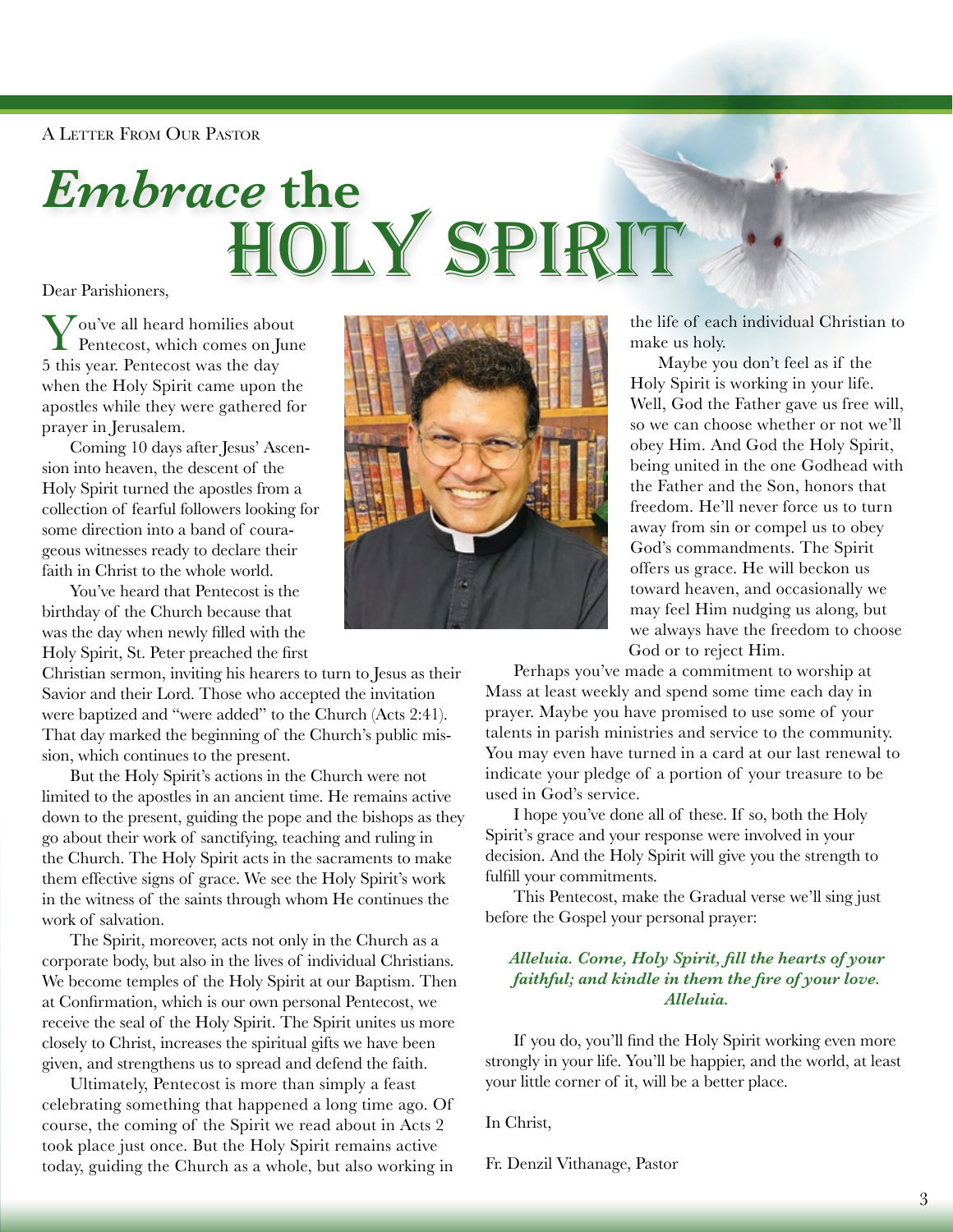A Letter From Our Pastor

# *Embrace* the Holy Spirit

Dear Parishioners,

You've all heard homilies about Pentecost, which comes on June 5 this year. Pentecost was the day when the Holy Spirit came upon the apostles while they were gathered for prayer in Jerusalem.

Coming 10 days after Jesus' Ascension into heaven, the descent of the Holy Spirit turned the apostles from a collection of fearful followers looking for some direction into a band of courageous witnesses ready to declare their faith in Christ to the whole world.

You've heard that Pentecost is the birthday of the Church because that was the day when newly filled with the Holy Spirit, St. Peter preached the first Christian sermon, inviting his hearers to turn to Jesus as their Savior and their Lord. Those who accepted the invitation were baptized and "were added" to the Church (Acts 2:41). That day marked the beginning of the Church's public mission, which continues to the present.

But the Holy Spirit's actions in the Church were not limited to the apostles in an ancient time. He remains active down to the present, guiding the pope and the bishops as they go about their work of sanctifying, teaching and ruling in the Church. The Holy Spirit acts in the sacraments to make them effective signs of grace. We see the Holy Spirit's work in the witness of the saints through whom He continues the work of salvation.

The Spirit, moreover, acts not only in the Church as a corporate body, but also in the lives of individual Christians. We become temples of the Holy Spirit at our Baptism. Then at Confirmation, which is our own personal Pentecost, we receive the seal of the Holy Spirit. The Spirit unites us more closely to Christ, increases the spiritual gifts we have been given, and strengthens us to spread and defend the faith.

Ultimately, Pentecost is more than simply a feast celebrating something that happened a long time ago. Of course, the coming of the Spirit we read about in Acts 2 took place just once. But the Holy Spirit remains active today, guiding the Church as a whole, but also working in the life of each individual Christian to make us holy.

Maybe you don't feel as if the Holy Spirit is working in your life. Well, God the Father gave us free will, so we can choose whether or not we'll obey Him. And God the Holy Spirit, being united in the one Godhead with the Father and the Son, honors that freedom. He'll never force us to turn away from sin or compel us to obey God's commandments. The Spirit offers us grace. He will beckon us toward heaven, and occasionally we may feel Him nudging us along, but we always have the freedom to choose God or to reject Him.

Perhaps you've made a commitment to worship at Mass at least weekly and spend some time each day in prayer. Maybe you have promised to use some of your talents in parish ministries and service to the community. You may even have turned in a card at our last renewal to indicate your pledge of a portion of your treasure to be used in God's service.

I hope you've done all of these. If so, both the Holy Spirit's grace and your response were involved in your decision. And the Holy Spirit will give you the strength to fulfill your commitments.

This Pentecost, make the Gradual verse we'll sing just before the Gospel your personal prayer:

***Alleluia. Come, Holy Spirit, fill the hearts of your faithful; and kindle in them the fire of your love. Alleluia.***

If you do, you'll find the Holy Spirit working even more strongly in your life. You'll be happier, and the world, at least your little corner of it, will be a better place.

In Christ,

Fr. Denzil Vithanage, Pastor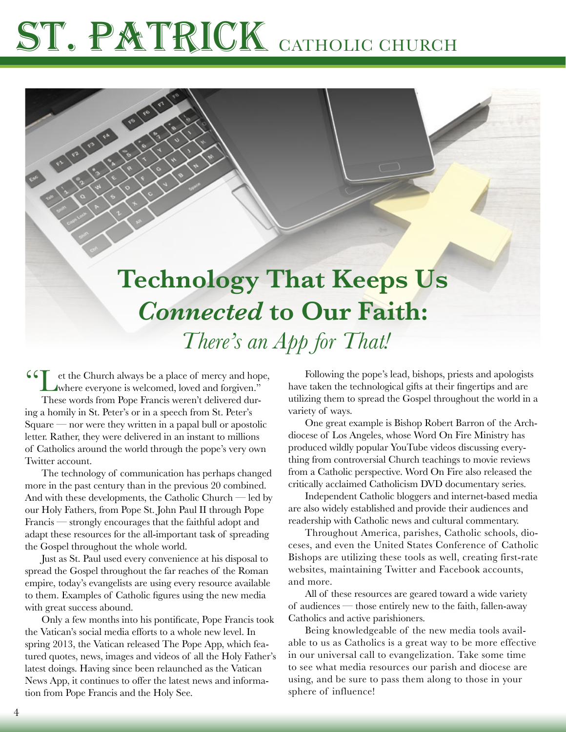# Technology That Keeps Us *Connected* to Our Faith:

## *There's an App for That!*

"Let the Church always be a place of mercy and hope, where everyone is welcomed, loved and forgiven."

These words from Pope Francis weren't delivered during a homily in St. Peter's or in a speech from St. Peter's Square — nor were they written in a papal bull or apostolic letter. Rather, they were delivered in an instant to millions of Catholics around the world through the pope's very own Twitter account.

The technology of communication has perhaps changed more in the past century than in the previous 20 combined. And with these developments, the Catholic Church — led by our Holy Fathers, from Pope St. John Paul II through Pope Francis — strongly encourages that the faithful adopt and adapt these resources for the all-important task of spreading the Gospel throughout the whole world.

Just as St. Paul used every convenience at his disposal to spread the Gospel throughout the far reaches of the Roman empire, today's evangelists are using every resource available to them. Examples of Catholic figures using the new media with great success abound.

Only a few months into his pontificate, Pope Francis took the Vatican's social media efforts to a whole new level. In spring 2013, the Vatican released The Pope App, which featured quotes, news, images and videos of all the Holy Father's latest doings. Having since been relaunched as the Vatican News App, it continues to offer the latest news and information from Pope Francis and the Holy See.

Following the pope's lead, bishops, priests and apologists have taken the technological gifts at their fingertips and are utilizing them to spread the Gospel throughout the world in a variety of ways.

One great example is Bishop Robert Barron of the Archdiocese of Los Angeles, whose Word On Fire Ministry has produced wildly popular YouTube videos discussing everything from controversial Church teachings to movie reviews from a Catholic perspective. Word On Fire also released the critically acclaimed Catholicism DVD documentary series.

Independent Catholic bloggers and internet-based media are also widely established and provide their audiences and readership with Catholic news and cultural commentary.

Throughout America, parishes, Catholic schools, dioceses, and even the United States Conference of Catholic Bishops are utilizing these tools as well, creating first-rate websites, maintaining Twitter and Facebook accounts, and more.

All of these resources are geared toward a wide variety of audiences — those entirely new to the faith, fallen-away Catholics and active parishioners.

Being knowledgeable of the new media tools available to us as Catholics is a great way to be more effective in our universal call to evangelization. Take some time to see what media resources our parish and diocese are using, and be sure to pass them along to those in your sphere of influence!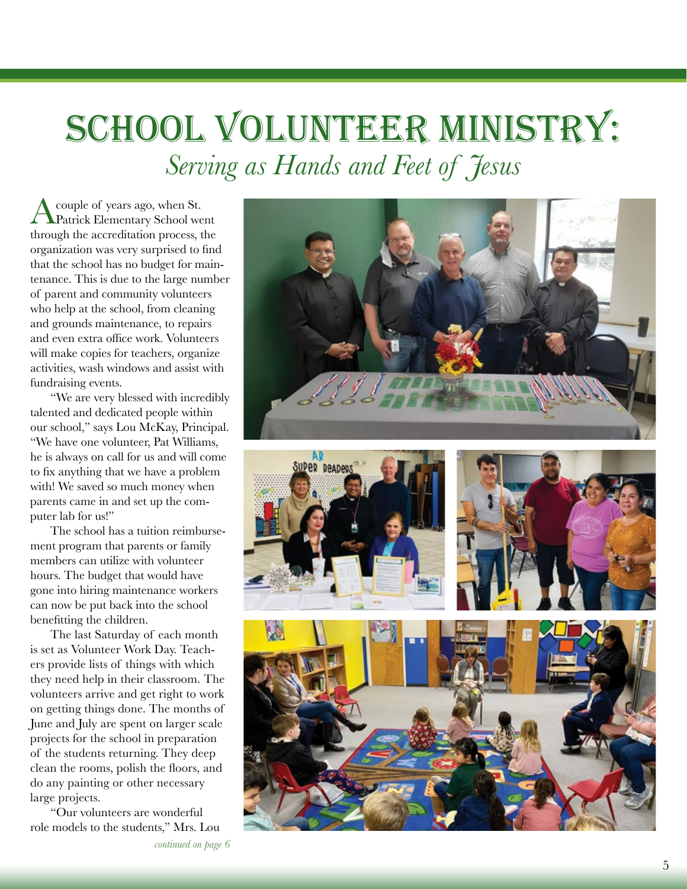# School Volunteer Ministry:

## *Serving as Hands and Feet of Jesus*

A couple of years ago, when St. Patrick Elementary School went through the accreditation process, the organization was very surprised to find that the school has no budget for maintenance. This is due to the large number of parent and community volunteers who help at the school, from cleaning and grounds maintenance, to repairs and even extra office work. Volunteers will make copies for teachers, organize activities, wash windows and assist with fundraising events.

"We are very blessed with incredibly talented and dedicated people within our school," says Lou McKay, Principal. "We have one volunteer, Pat Williams, he is always on call for us and will come to fix anything that we have a problem with! We saved so much money when parents came in and set up the computer lab for us!"

The school has a tuition reimbursement program that parents or family members can utilize with volunteer hours. The budget that would have gone into hiring maintenance workers can now be put back into the school benefitting the children.

The last Saturday of each month is set as Volunteer Work Day. Teachers provide lists of things with which they need help in their classroom. The volunteers arrive and get right to work on getting things done. The months of June and July are spent on larger scale projects for the school in preparation of the students returning. They deep clean the rooms, polish the floors, and do any painting or other necessary large projects.

"Our volunteers are wonderful role models to the students," Mrs. Lou

*continued on page 6*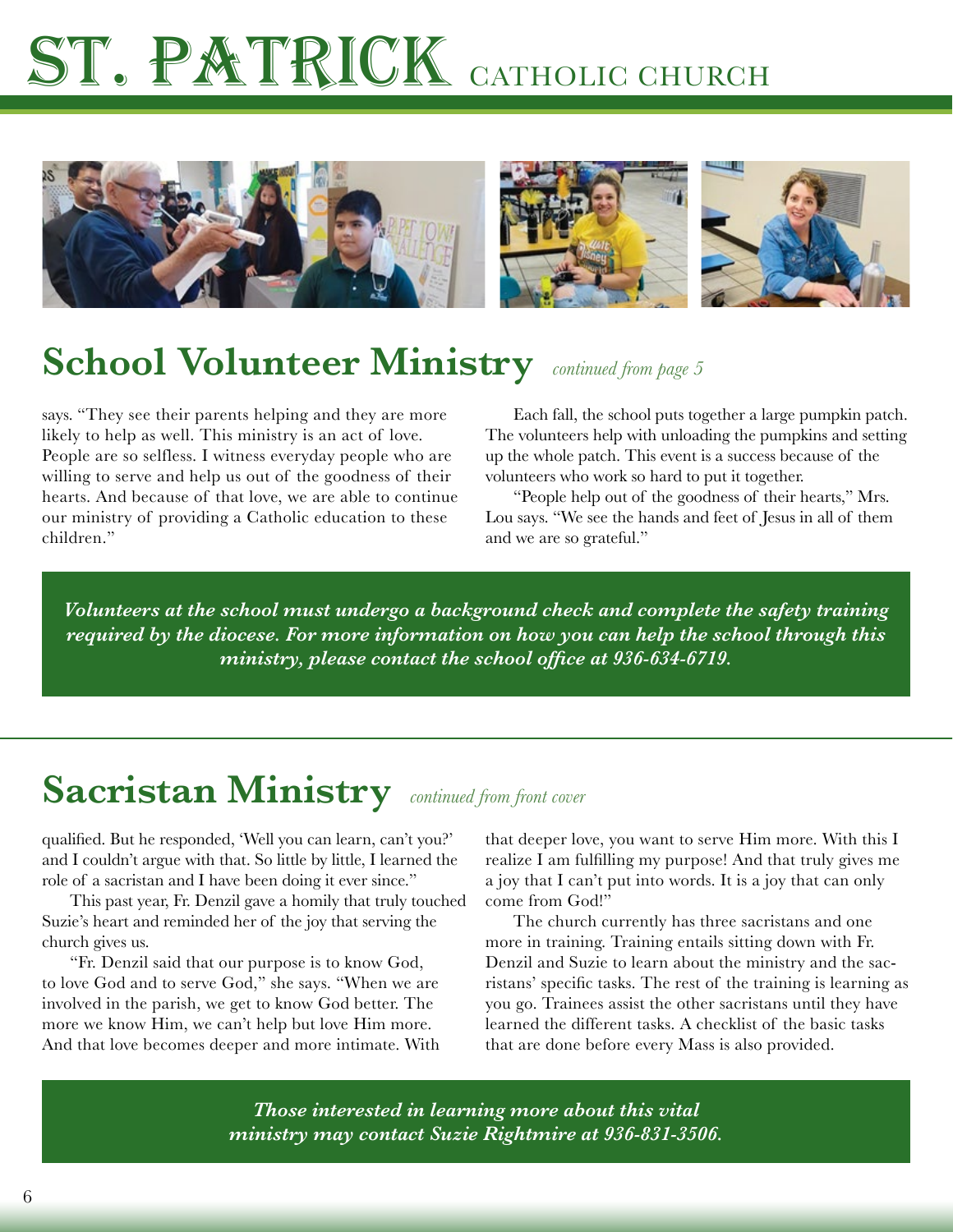## School Volunteer Ministry *continued from page 5*

says. "They see their parents helping and they are more likely to help as well. This ministry is an act of love. People are so selfless. I witness everyday people who are willing to serve and help us out of the goodness of their hearts. And because of that love, we are able to continue our ministry of providing a Catholic education to these children."

Each fall, the school puts together a large pumpkin patch. The volunteers help with unloading the pumpkins and setting up the whole patch. This event is a success because of the volunteers who work so hard to put it together.

"People help out of the goodness of their hearts," Mrs. Lou says. "We see the hands and feet of Jesus in all of them and we are so grateful."

***Volunteers at the school must undergo a background check and complete the safety training required by the diocese. For more information on how you can help the school through this ministry, please contact the school office at 936-634-6719.***

## Sacristan Ministry *continued from front cover*

qualified. But he responded, 'Well you can learn, can't you?' and I couldn't argue with that. So little by little, I learned the role of a sacristan and I have been doing it ever since."

This past year, Fr. Denzil gave a homily that truly touched Suzie's heart and reminded her of the joy that serving the church gives us.

"Fr. Denzil said that our purpose is to know God, to love God and to serve God," she says. "When we are involved in the parish, we get to know God better. The more we know Him, we can't help but love Him more. And that love becomes deeper and more intimate. With that deeper love, you want to serve Him more. With this I realize I am fulfilling my purpose! And that truly gives me a joy that I can't put into words. It is a joy that can only come from God!"

The church currently has three sacristans and one more in training. Training entails sitting down with Fr. Denzil and Suzie to learn about the ministry and the sacristans' specific tasks. The rest of the training is learning as you go. Trainees assist the other sacristans until they have learned the different tasks. A checklist of the basic tasks that are done before every Mass is also provided.

***Those interested in learning more about this vital ministry may contact Suzie Rightmire at 936-831-3506.***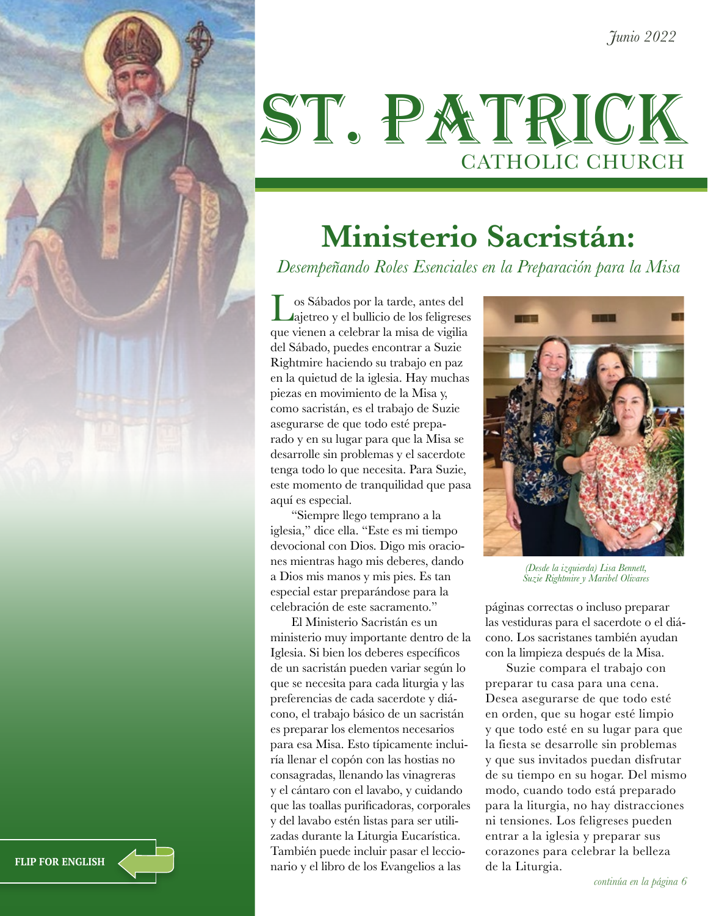Junio 2022

# ST. PATRICK
CATHOLIC CHURCH

## Ministerio Sacristán:

*Desempeñando Roles Esenciales en la Preparación para la Misa*

Los Sábados por la tarde, antes del ajetreo y el bullicio de los feligreses que vienen a celebrar la misa de vigilia del Sábado, puedes encontrar a Suzie Rightmire haciendo su trabajo en paz en la quietud de la iglesia. Hay muchas piezas en movimiento de la Misa y, como sacristán, es el trabajo de Suzie asegurarse de que todo esté preparado y en su lugar para que la Misa se desarrolle sin problemas y el sacerdote tenga todo lo que necesita. Para Suzie, este momento de tranquilidad que pasa aquí es especial.

"Siempre llego temprano a la iglesia," dice ella. "Este es mi tiempo devocional con Dios. Digo mis oraciones mientras hago mis deberes, dando a Dios mis manos y mis pies. Es tan especial estar preparándose para la celebración de este sacramento."

El Ministerio Sacristán es un ministerio muy importante dentro de la Iglesia. Si bien los deberes específicos de un sacristán pueden variar según lo que se necesita para cada liturgia y las preferencias de cada sacerdote y diácono, el trabajo básico de un sacristán es preparar los elementos necesarios para esa Misa. Esto típicamente incluiría llenar el copón con las hostias no consagradas, llenando las vinagreras y el cántaro con el lavabo, y cuidando que las toallas purificadoras, corporales y del lavabo estén listas para ser utilizadas durante la Liturgia Eucarística. También puede incluir pasar el leccionario y el libro de los Evangelios a las páginas correctas o incluso preparar las vestiduras para el sacerdote o el diácono. Los sacristanes también ayudan con la limpieza después de la Misa.

*(Desde la izquierda) Lisa Bennett, Suzie Rightmire y Maribel Olivares*

Suzie compara el trabajo con preparar tu casa para una cena. Desea asegurarse de que todo esté en orden, que su hogar esté limpio y que todo esté en su lugar para que la fiesta se desarrolle sin problemas y que sus invitados puedan disfrutar de su tiempo en su hogar. Del mismo modo, cuando todo está preparado para la liturgia, no hay distracciones ni tensiones. Los feligreses pueden entrar a la iglesia y preparar sus corazones para celebrar la belleza de la Liturgia.

*continúa en la página 6*

**FLIP FOR ENGLISH**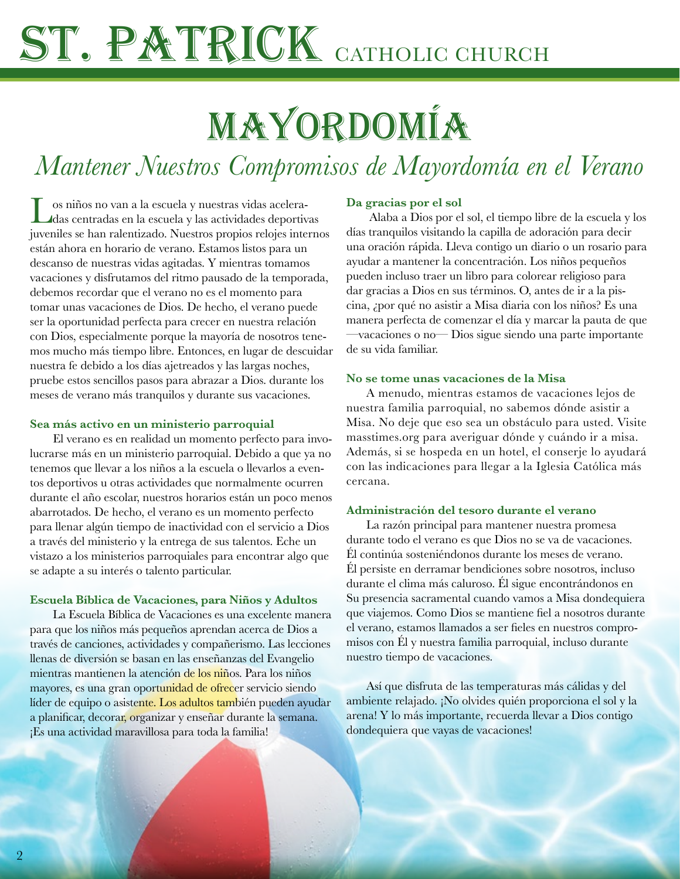# ST. PATRICK CATHOLIC CHURCH

# MAYORDOMÍA

## *Mantener Nuestros Compromisos de Mayordomía en el Verano*

Los niños no van a la escuela y nuestras vidas aceleradas centradas en la escuela y las actividades deportivas juveniles se han ralentizado. Nuestros propios relojes internos están ahora en horario de verano. Estamos listos para un descanso de nuestras vidas agitadas. Y mientras tomamos vacaciones y disfrutamos del ritmo pausado de la temporada, debemos recordar que el verano no es el momento para tomar unas vacaciones de Dios. De hecho, el verano puede ser la oportunidad perfecta para crecer en nuestra relación con Dios, especialmente porque la mayoría de nosotros tenemos mucho más tiempo libre. Entonces, en lugar de descuidar nuestra fe debido a los días ajetreados y las largas noches, pruebe estos sencillos pasos para abrazar a Dios. durante los meses de verano más tranquilos y durante sus vacaciones.

**Sea más activo en un ministerio parroquial**

El verano es en realidad un momento perfecto para involucrarse más en un ministerio parroquial. Debido a que ya no tenemos que llevar a los niños a la escuela o llevarlos a eventos deportivos u otras actividades que normalmente ocurren durante el año escolar, nuestros horarios están un poco menos abarrotados. De hecho, el verano es un momento perfecto para llenar algún tiempo de inactividad con el servicio a Dios a través del ministerio y la entrega de sus talentos. Eche un vistazo a los ministerios parroquiales para encontrar algo que se adapte a su interés o talento particular.

**Escuela Bíblica de Vacaciones, para Niños y Adultos**

La Escuela Bíblica de Vacaciones es una excelente manera para que los niños más pequeños aprendan acerca de Dios a través de canciones, actividades y compañerismo. Las lecciones llenas de diversión se basan en las enseñanzas del Evangelio mientras mantienen la atención de los niños. Para los niños mayores, es una gran oportunidad de ofrecer servicio siendo líder de equipo o asistente. Los adultos también pueden ayudar a planificar, decorar, organizar y enseñar durante la semana. ¡Es una actividad maravillosa para toda la familia!

**Da gracias por el sol**

Alaba a Dios por el sol, el tiempo libre de la escuela y los días tranquilos visitando la capilla de adoración para decir una oración rápida. Lleva contigo un diario o un rosario para ayudar a mantener la concentración. Los niños pequeños pueden incluso traer un libro para colorear religioso para dar gracias a Dios en sus términos. O, antes de ir a la piscina, ¿por qué no asistir a Misa diaria con los niños? Es una manera perfecta de comenzar el día y marcar la pauta de que —vacaciones o no— Dios sigue siendo una parte importante de su vida familiar.

**No se tome unas vacaciones de la Misa**

A menudo, mientras estamos de vacaciones lejos de nuestra familia parroquial, no sabemos dónde asistir a Misa. No deje que eso sea un obstáculo para usted. Visite masstimes.org para averiguar dónde y cuándo ir a misa. Además, si se hospeda en un hotel, el conserje lo ayudará con las indicaciones para llegar a la Iglesia Católica más cercana.

**Administración del tesoro durante el verano**

La razón principal para mantener nuestra promesa durante todo el verano es que Dios no se va de vacaciones. Él continúa sosteniéndonos durante los meses de verano. Él persiste en derramar bendiciones sobre nosotros, incluso durante el clima más caluroso. Él sigue encontrándonos en Su presencia sacramental cuando vamos a Misa dondequiera que viajemos. Como Dios se mantiene fiel a nosotros durante el verano, estamos llamados a ser fieles en nuestros compromisos con Él y nuestra familia parroquial, incluso durante nuestro tiempo de vacaciones.

Así que disfruta de las temperaturas más cálidas y del ambiente relajado. ¡No olvides quién proporciona el sol y la arena! Y lo más importante, recuerda llevar a Dios contigo dondequiera que vayas de vacaciones!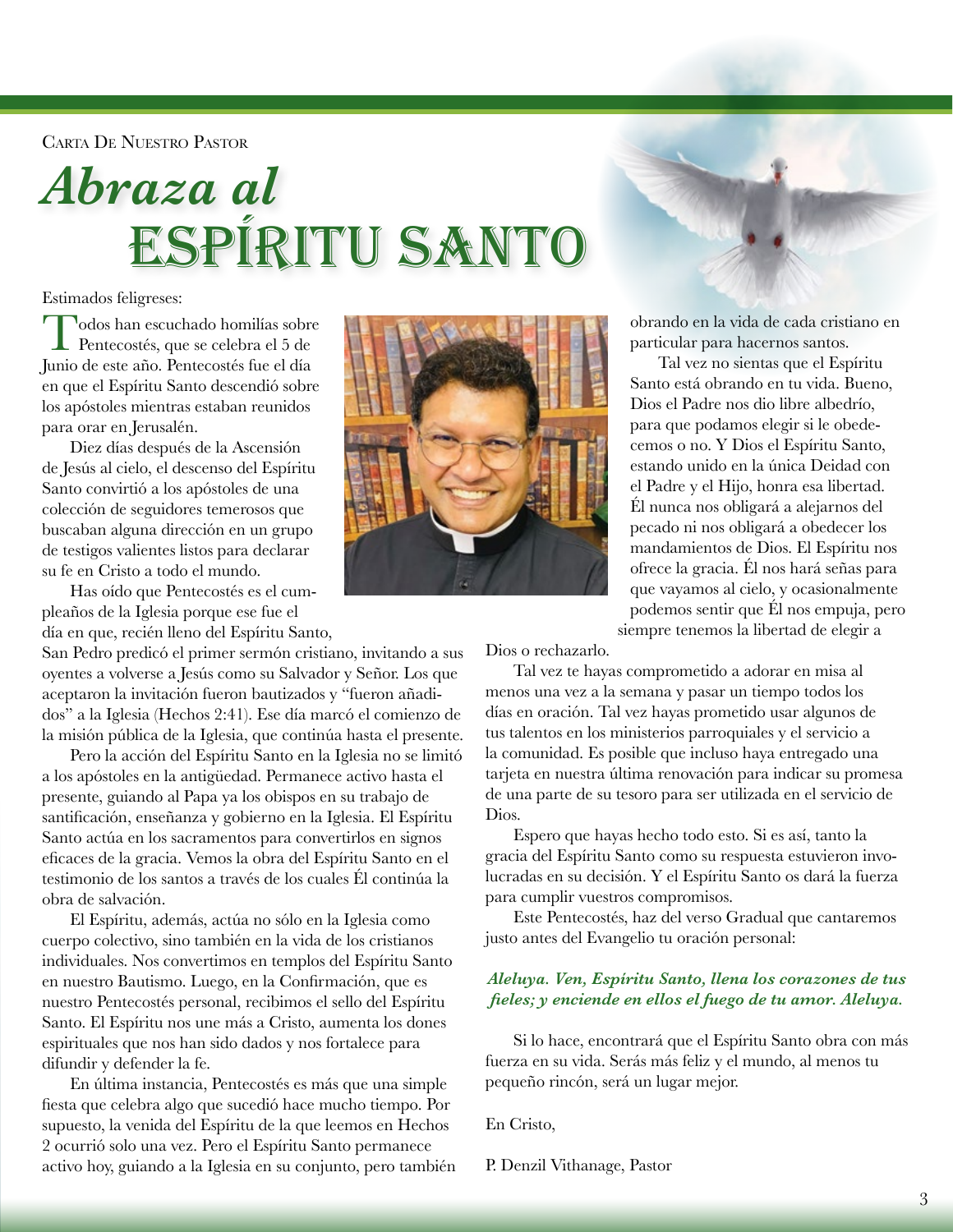Carta De Nuestro Pastor

# *Abraza al* ESPÍRITU SANTO

Estimados feligreses:

Todos han escuchado homilías sobre Pentecostés, que se celebra el 5 de Junio de este año. Pentecostés fue el día en que el Espíritu Santo descendió sobre los apóstoles mientras estaban reunidos para orar en Jerusalén.

Diez días después de la Ascensión de Jesús al cielo, el descenso del Espíritu Santo convirtió a los apóstoles de una colección de seguidores temerosos que buscaban alguna dirección en un grupo de testigos valientes listos para declarar su fe en Cristo a todo el mundo.

Has oído que Pentecostés es el cumpleaños de la Iglesia porque ese fue el día en que, recién lleno del Espíritu Santo, San Pedro predicó el primer sermón cristiano, invitando a sus oyentes a volverse a Jesús como su Salvador y Señor. Los que aceptaron la invitación fueron bautizados y "fueron añadidos" a la Iglesia (Hechos 2:41). Ese día marcó el comienzo de la misión pública de la Iglesia, que continúa hasta el presente.

Pero la acción del Espíritu Santo en la Iglesia no se limitó a los apóstoles en la antigüedad. Permanece activo hasta el presente, guiando al Papa ya los obispos en su trabajo de santificación, enseñanza y gobierno en la Iglesia. El Espíritu Santo actúa en los sacramentos para convertirlos en signos eficaces de la gracia. Vemos la obra del Espíritu Santo en el testimonio de los santos a través de los cuales Él continúa la obra de salvación.

El Espíritu, además, actúa no sólo en la Iglesia como cuerpo colectivo, sino también en la vida de los cristianos individuales. Nos convertimos en templos del Espíritu Santo en nuestro Bautismo. Luego, en la Confirmación, que es nuestro Pentecostés personal, recibimos el sello del Espíritu Santo. El Espíritu nos une más a Cristo, aumenta los dones espirituales que nos han sido dados y nos fortalece para difundir y defender la fe.

En última instancia, Pentecostés es más que una simple fiesta que celebra algo que sucedió hace mucho tiempo. Por supuesto, la venida del Espíritu de la que leemos en Hechos 2 ocurrió solo una vez. Pero el Espíritu Santo permanece activo hoy, guiando a la Iglesia en su conjunto, pero también obrando en la vida de cada cristiano en particular para hacernos santos.

Tal vez no sientas que el Espíritu Santo está obrando en tu vida. Bueno, Dios el Padre nos dio libre albedrío, para que podamos elegir si le obedecemos o no. Y Dios el Espíritu Santo, estando unido en la única Deidad con el Padre y el Hijo, honra esa libertad. Él nunca nos obligará a alejarnos del pecado ni nos obligará a obedecer los mandamientos de Dios. El Espíritu nos ofrece la gracia. Él nos hará señas para que vayamos al cielo, y ocasionalmente podemos sentir que Él nos empuja, pero siempre tenemos la libertad de elegir a Dios o rechazarlo.

Tal vez te hayas comprometido a adorar en misa al menos una vez a la semana y pasar un tiempo todos los días en oración. Tal vez hayas prometido usar algunos de tus talentos en los ministerios parroquiales y el servicio a la comunidad. Es posible que incluso haya entregado una tarjeta en nuestra última renovación para indicar su promesa de una parte de su tesoro para ser utilizada en el servicio de Dios.

Espero que hayas hecho todo esto. Si es así, tanto la gracia del Espíritu Santo como su respuesta estuvieron involucradas en su decisión. Y el Espíritu Santo os dará la fuerza para cumplir vuestros compromisos.

Este Pentecostés, haz del verso Gradual que cantaremos justo antes del Evangelio tu oración personal:

***Aleluya. Ven, Espíritu Santo, llena los corazones de tus fieles; y enciende en ellos el fuego de tu amor. Aleluya.***

Si lo hace, encontrará que el Espíritu Santo obra con más fuerza en su vida. Serás más feliz y el mundo, al menos tu pequeño rincón, será un lugar mejor.

En Cristo,

P. Denzil Vithanage, Pastor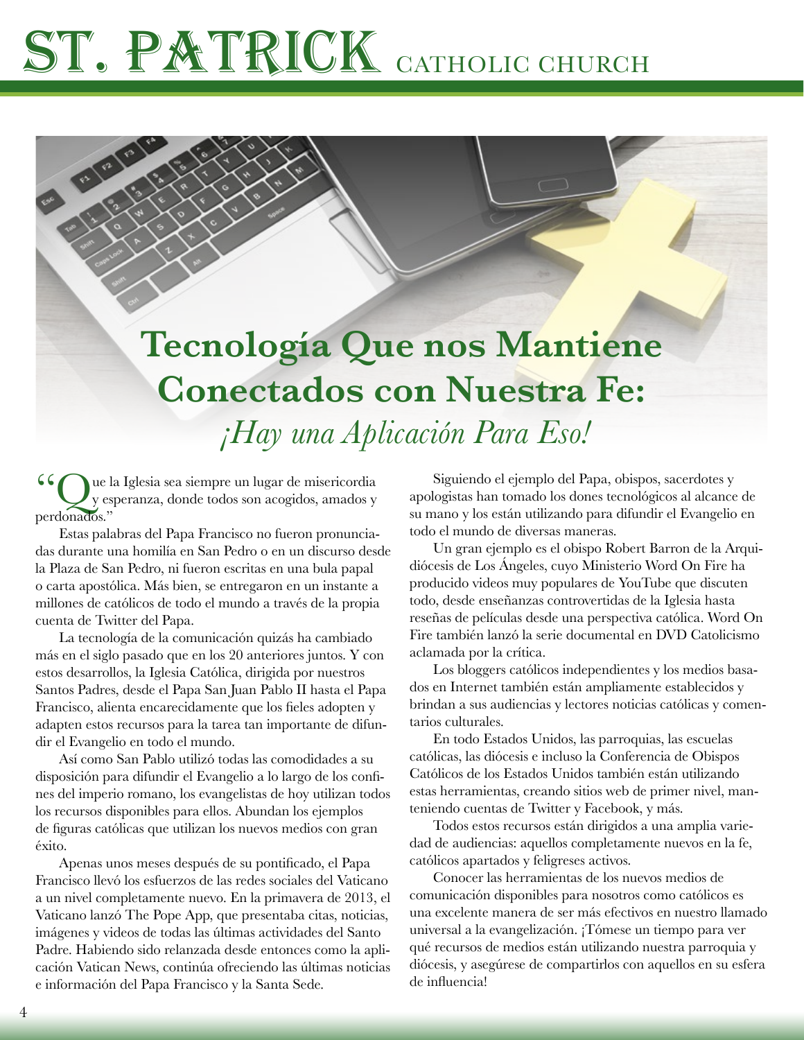# Tecnología Que nos Mantiene Conectados con Nuestra Fe:

## *¡Hay una Aplicación Para Eso!*

"Que la Iglesia sea siempre un lugar de misericordia y esperanza, donde todos son acogidos, amados y perdonados."

Estas palabras del Papa Francisco no fueron pronunciadas durante una homilía en San Pedro o en un discurso desde la Plaza de San Pedro, ni fueron escritas en una bula papal o carta apostólica. Más bien, se entregaron en un instante a millones de católicos de todo el mundo a través de la propia cuenta de Twitter del Papa.

La tecnología de la comunicación quizás ha cambiado más en el siglo pasado que en los 20 anteriores juntos. Y con estos desarrollos, la Iglesia Católica, dirigida por nuestros Santos Padres, desde el Papa San Juan Pablo II hasta el Papa Francisco, alienta encarecidamente que los fieles adopten y adapten estos recursos para la tarea tan importante de difundir el Evangelio en todo el mundo.

Así como San Pablo utilizó todas las comodidades a su disposición para difundir el Evangelio a lo largo de los confines del imperio romano, los evangelistas de hoy utilizan todos los recursos disponibles para ellos. Abundan los ejemplos de figuras católicas que utilizan los nuevos medios con gran éxito.

Apenas unos meses después de su pontificado, el Papa Francisco llevó los esfuerzos de las redes sociales del Vaticano a un nivel completamente nuevo. En la primavera de 2013, el Vaticano lanzó The Pope App, que presentaba citas, noticias, imágenes y videos de todas las últimas actividades del Santo Padre. Habiendo sido relanzada desde entonces como la aplicación Vatican News, continúa ofreciendo las últimas noticias e información del Papa Francisco y la Santa Sede.

Siguiendo el ejemplo del Papa, obispos, sacerdotes y apologistas han tomado los dones tecnológicos al alcance de su mano y los están utilizando para difundir el Evangelio en todo el mundo de diversas maneras.

Un gran ejemplo es el obispo Robert Barron de la Arquidiócesis de Los Ángeles, cuyo Ministerio Word On Fire ha producido videos muy populares de YouTube que discuten todo, desde enseñanzas controvertidas de la Iglesia hasta reseñas de películas desde una perspectiva católica. Word On Fire también lanzó la serie documental en DVD Catolicismo aclamada por la crítica.

Los bloggers católicos independientes y los medios basados en Internet también están ampliamente establecidos y brindan a sus audiencias y lectores noticias católicas y comentarios culturales.

En todo Estados Unidos, las parroquias, las escuelas católicas, las diócesis e incluso la Conferencia de Obispos Católicos de los Estados Unidos también están utilizando estas herramientas, creando sitios web de primer nivel, manteniendo cuentas de Twitter y Facebook, y más.

Todos estos recursos están dirigidos a una amplia variedad de audiencias: aquellos completamente nuevos en la fe, católicos apartados y feligreses activos.

Conocer las herramientas de los nuevos medios de comunicación disponibles para nosotros como católicos es una excelente manera de ser más efectivos en nuestro llamado universal a la evangelización. ¡Tómese un tiempo para ver qué recursos de medios están utilizando nuestra parroquia y diócesis, y asegúrese de compartirlos con aquellos en su esfera de influencia!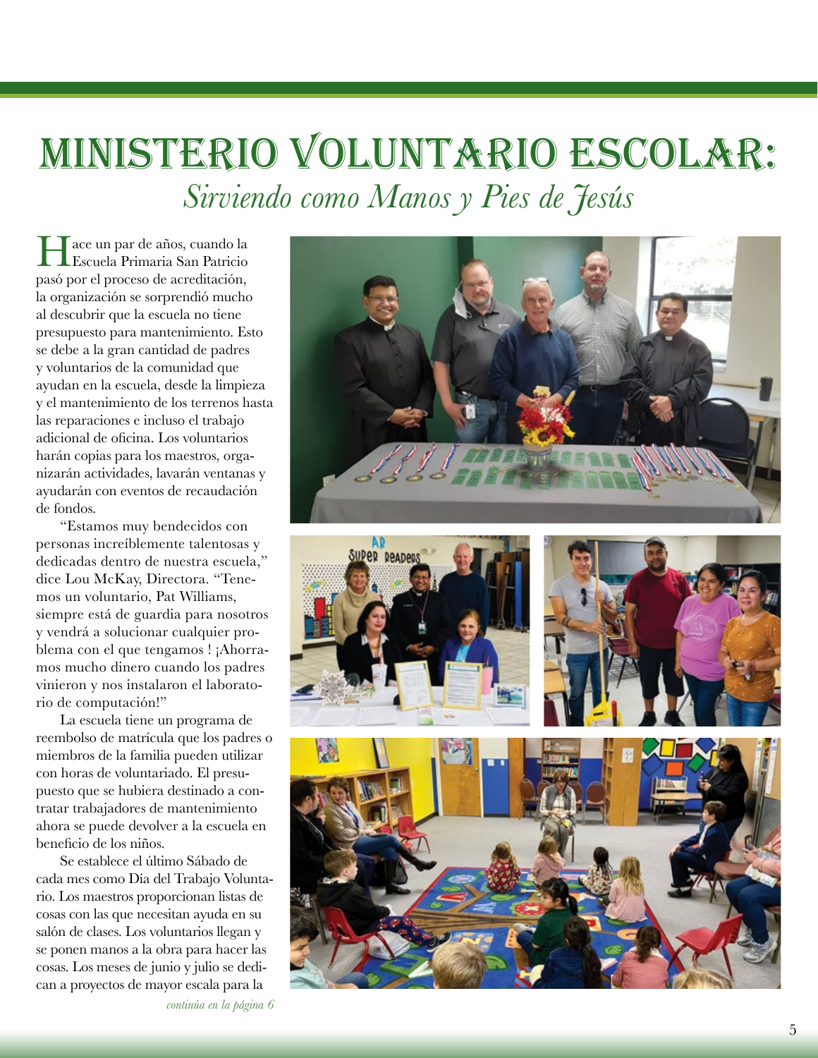# MINISTERIO VOLUNTARIO ESCOLAR:

## *Sirviendo como Manos y Pies de Jesús*

Hace un par de años, cuando la Escuela Primaria San Patricio pasó por el proceso de acreditación, la organización se sorprendió mucho al descubrir que la escuela no tiene presupuesto para mantenimiento. Esto se debe a la gran cantidad de padres y voluntarios de la comunidad que ayudan en la escuela, desde la limpieza y el mantenimiento de los terrenos hasta las reparaciones e incluso el trabajo adicional de oficina. Los voluntarios harán copias para los maestros, organizarán actividades, lavarán ventanas y ayudarán con eventos de recaudación de fondos.

"Estamos muy bendecidos con personas increíblemente talentosas y dedicadas dentro de nuestra escuela," dice Lou McKay, Directora. "Tenemos un voluntario, Pat Williams, siempre está de guardia para nosotros y vendrá a solucionar cualquier problema con el que tengamos ! ¡Ahorramos mucho dinero cuando los padres vinieron y nos instalaron el laboratorio de computación!"

La escuela tiene un programa de reembolso de matrícula que los padres o miembros de la familia pueden utilizar con horas de voluntariado. El presupuesto que se hubiera destinado a contratar trabajadores de mantenimiento ahora se puede devolver a la escuela en beneficio de los niños.

Se establece el último Sábado de cada mes como Día del Trabajo Voluntario. Los maestros proporcionan listas de cosas con las que necesitan ayuda en su salón de clases. Los voluntarios llegan y se ponen manos a la obra para hacer las cosas. Los meses de junio y julio se dedican a proyectos de mayor escala para la

*continúa en la página 6*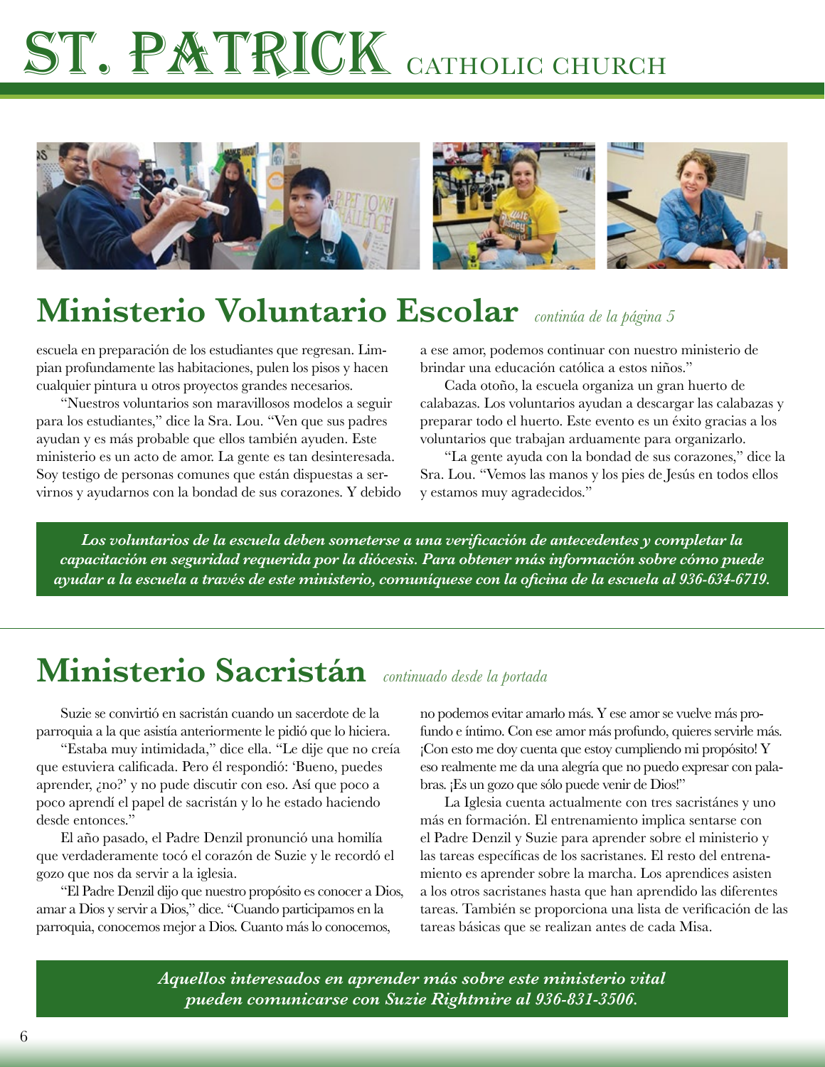# ST. PATRICK CATHOLIC CHURCH

## Ministerio Voluntario Escolar *continúa de la página 5*

escuela en preparación de los estudiantes que regresan. Limpian profundamente las habitaciones, pulen los pisos y hacen cualquier pintura u otros proyectos grandes necesarios.

"Nuestros voluntarios son maravillosos modelos a seguir para los estudiantes," dice la Sra. Lou. "Ven que sus padres ayudan y es más probable que ellos también ayuden. Este ministerio es un acto de amor. La gente es tan desinteresada. Soy testigo de personas comunes que están dispuestas a servirnos y ayudarnos con la bondad de sus corazones. Y debido a ese amor, podemos continuar con nuestro ministerio de brindar una educación católica a estos niños."

Cada otoño, la escuela organiza un gran huerto de calabazas. Los voluntarios ayudan a descargar las calabazas y preparar todo el huerto. Este evento es un éxito gracias a los voluntarios que trabajan arduamente para organizarlo.

"La gente ayuda con la bondad de sus corazones," dice la Sra. Lou. "Vemos las manos y los pies de Jesús en todos ellos y estamos muy agradecidos."

***Los voluntarios de la escuela deben someterse a una verificación de antecedentes y completar la capacitación en seguridad requerida por la diócesis. Para obtener más información sobre cómo puede ayudar a la escuela a través de este ministerio, comuníquese con la oficina de la escuela al 936-634-6719.***

## Ministerio Sacristán *continuado desde la portada*

Suzie se convirtió en sacristán cuando un sacerdote de la parroquia a la que asistía anteriormente le pidió que lo hiciera.

"Estaba muy intimidada," dice ella. "Le dije que no creía que estuviera calificada. Pero él respondió: 'Bueno, puedes aprender, ¿no?' y no pude discutir con eso. Así que poco a poco aprendí el papel de sacristán y lo he estado haciendo desde entonces."

El año pasado, el Padre Denzil pronunció una homilía que verdaderamente tocó el corazón de Suzie y le recordó el gozo que nos da servir a la iglesia.

"El Padre Denzil dijo que nuestro propósito es conocer a Dios, amar a Dios y servir a Dios," dice. "Cuando participamos en la parroquia, conocemos mejor a Dios. Cuanto más lo conocemos, no podemos evitar amarlo más. Y ese amor se vuelve más profundo e íntimo. Con ese amor más profundo, quieres servirle más. ¡Con esto me doy cuenta que estoy cumpliendo mi propósito! Y eso realmente me da una alegría que no puedo expresar con palabras. ¡Es un gozo que sólo puede venir de Dios!"

La Iglesia cuenta actualmente con tres sacristánes y uno más en formación. El entrenamiento implica sentarse con el Padre Denzil y Suzie para aprender sobre el ministerio y las tareas específicas de los sacristanes. El resto del entrenamiento es aprender sobre la marcha. Los aprendices asisten a los otros sacristanes hasta que han aprendido las diferentes tareas. También se proporciona una lista de verificación de las tareas básicas que se realizan antes de cada Misa.

***Aquellos interesados en aprender más sobre este ministerio vital pueden comunicarse con Suzie Rightmire al 936-831-3506.***